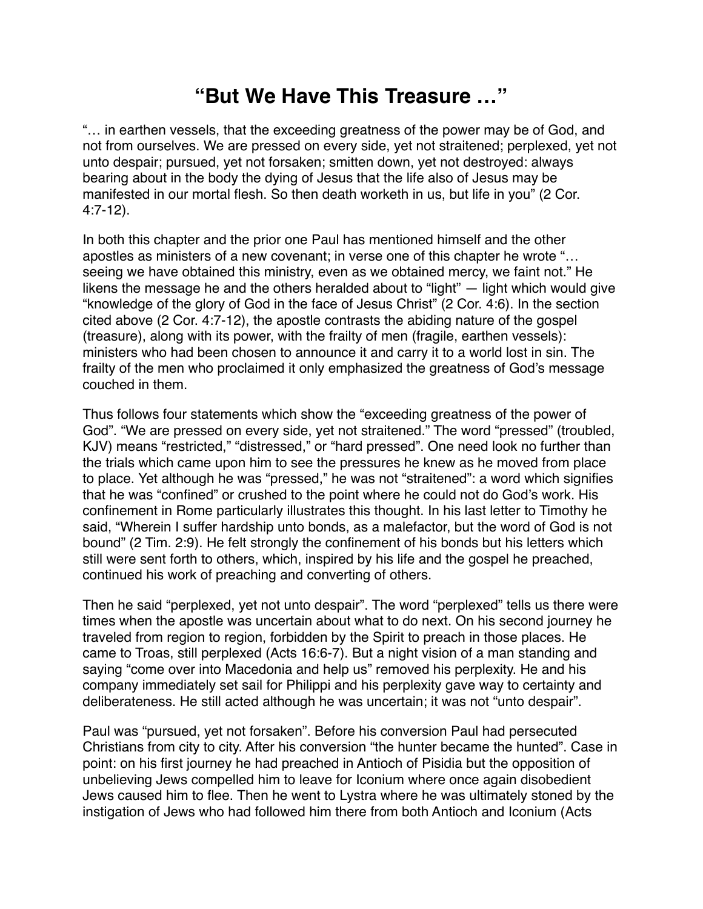# "But We Have This Treasure …"

"… in earthen vessels, that the exceeding greatness of the power may be of God, and not from ourselves. We are pressed on every side, yet not straitened; perplexed, yet not unto despair; pursued, yet not forsaken; smitten down, yet not destroyed: always bearing about in the body the dying of Jesus that the life also of Jesus may be manifested in our mortal flesh. So then death worketh in us, but life in you" (2 Cor. 4:7-12).

In both this chapter and the prior one Paul has mentioned himself and the other apostles as ministers of a new covenant; in verse one of this chapter he wrote "… seeing we have obtained this ministry, even as we obtained mercy, we faint not." He likens the message he and the others heralded about to "light" — light which would give "knowledge of the glory of God in the face of Jesus Christ" (2 Cor. 4:6). In the section cited above (2 Cor. 4:7-12), the apostle contrasts the abiding nature of the gospel (treasure), along with its power, with the frailty of men (fragile, earthen vessels): ministers who had been chosen to announce it and carry it to a world lost in sin. The frailty of the men who proclaimed it only emphasized the greatness of God's message couched in them.

Thus follows four statements which show the "exceeding greatness of the power of God". "We are pressed on every side, yet not straitened." The word "pressed" (troubled, KJV) means "restricted," "distressed," or "hard pressed". One need look no further than the trials which came upon him to see the pressures he knew as he moved from place to place. Yet although he was "pressed," he was not "straitened": a word which signifies that he was "confined" or crushed to the point where he could not do God's work. His confinement in Rome particularly illustrates this thought. In his last letter to Timothy he said, "Wherein I suffer hardship unto bonds, as a malefactor, but the word of God is not bound" (2 Tim. 2:9). He felt strongly the confinement of his bonds but his letters which still were sent forth to others, which, inspired by his life and the gospel he preached, continued his work of preaching and converting of others.

Then he said "perplexed, yet not unto despair". The word "perplexed" tells us there were times when the apostle was uncertain about what to do next. On his second journey he traveled from region to region, forbidden by the Spirit to preach in those places. He came to Troas, still perplexed (Acts 16:6-7). But a night vision of a man standing and saying "come over into Macedonia and help us" removed his perplexity. He and his company immediately set sail for Philippi and his perplexity gave way to certainty and deliberateness. He still acted although he was uncertain; it was not "unto despair".

Paul was "pursued, yet not forsaken". Before his conversion Paul had persecuted Christians from city to city. After his conversion "the hunter became the hunted". Case in point: on his first journey he had preached in Antioch of Pisidia but the opposition of unbelieving Jews compelled him to leave for Iconium where once again disobedient Jews caused him to flee. Then he went to Lystra where he was ultimately stoned by the instigation of Jews who had followed him there from both Antioch and Iconium (Acts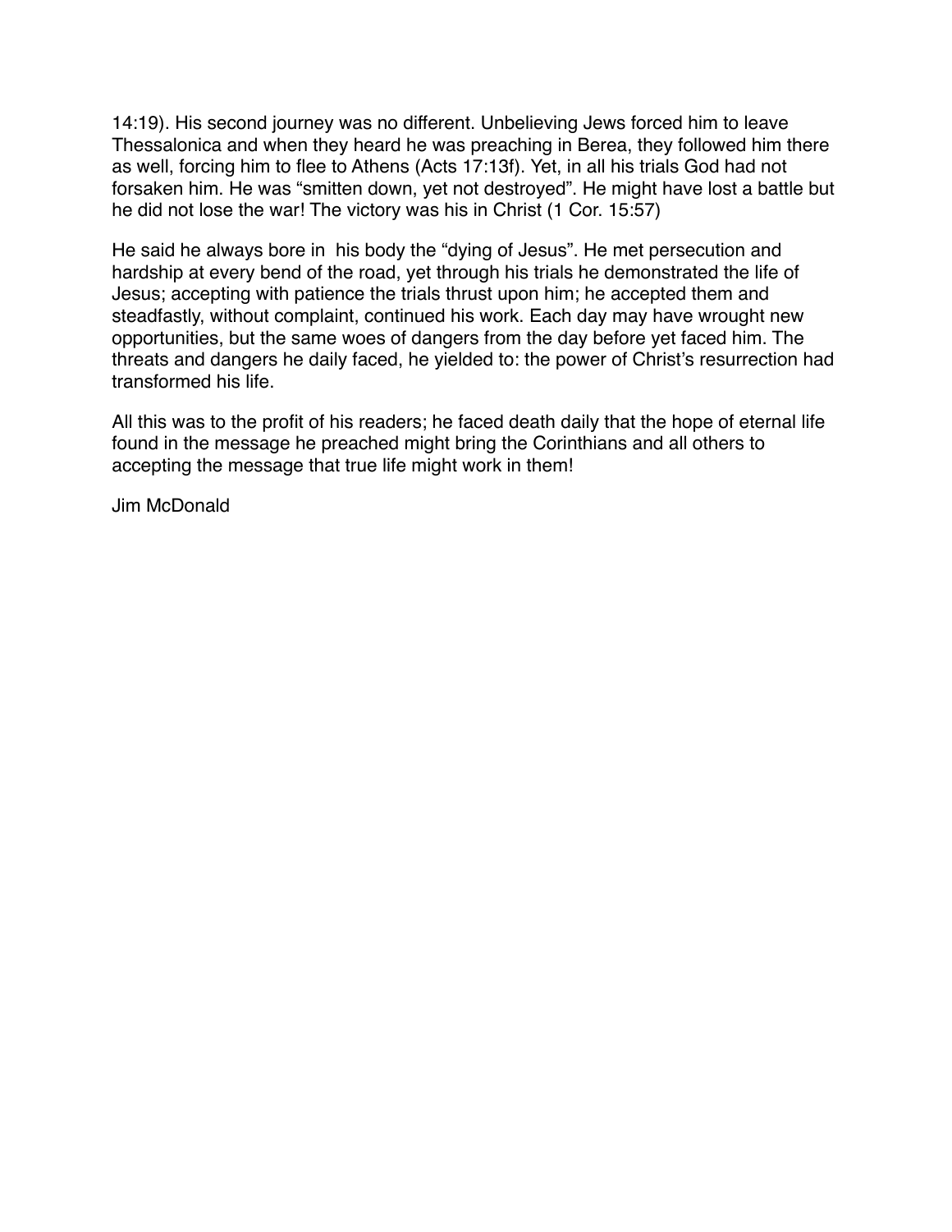14:19). His second journey was no different. Unbelieving Jews forced him to leave Thessalonica and when they heard he was preaching in Berea, they followed him there as well, forcing him to flee to Athens (Acts 17:13f). Yet, in all his trials God had not forsaken him. He was "smitten down, yet not destroyed". He might have lost a battle but he did not lose the war! The victory was his in Christ (1 Cor. 15:57)

He said he always bore in his body the "dying of Jesus". He met persecution and hardship at every bend of the road, yet through his trials he demonstrated the life of Jesus; accepting with patience the trials thrust upon him; he accepted them and steadfastly, without complaint, continued his work. Each day may have wrought new opportunities, but the same woes of dangers from the day before yet faced him. The threats and dangers he daily faced, he yielded to: the power of Christ's resurrection had transformed his life.

All this was to the profit of his readers; he faced death daily that the hope of eternal life found in the message he preached might bring the Corinthians and all others to accepting the message that true life might work in them!

Jim McDonald